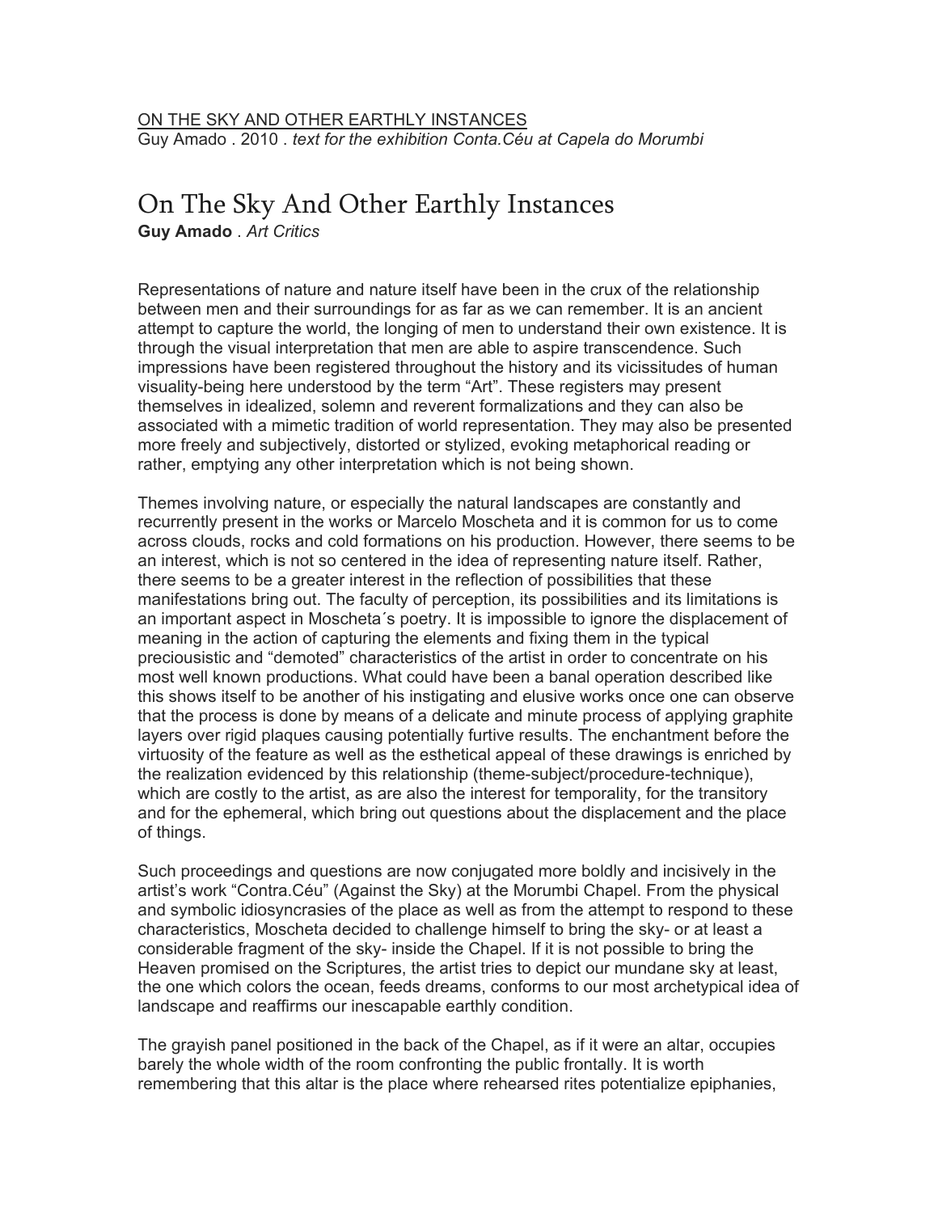ON THE SKY AND OTHER EARTHLY INSTANCES
Guy Amado . 2010 . *text for the exhibition Conta.Céu at Capela do Morumbi*

# On The Sky And Other Earthly Instances

**Guy Amado** . *Art Critics*

Representations of nature and nature itself have been in the crux of the relationship between men and their surroundings for as far as we can remember. It is an ancient attempt to capture the world, the longing of men to understand their own existence. It is through the visual interpretation that men are able to aspire transcendence. Such impressions have been registered throughout the history and its vicissitudes of human visuality-being here understood by the term "Art". These registers may present themselves in idealized, solemn and reverent formalizations and they can also be associated with a mimetic tradition of world representation. They may also be presented more freely and subjectively, distorted or stylized, evoking metaphorical reading or rather, emptying any other interpretation which is not being shown.

Themes involving nature, or especially the natural landscapes are constantly and recurrently present in the works or Marcelo Moscheta and it is common for us to come across clouds, rocks and cold formations on his production. However, there seems to be an interest, which is not so centered in the idea of representing nature itself. Rather, there seems to be a greater interest in the reflection of possibilities that these manifestations bring out. The faculty of perception, its possibilities and its limitations is an important aspect in Moscheta´s poetry. It is impossible to ignore the displacement of meaning in the action of capturing the elements and fixing them in the typical preciousistic and "demoted" characteristics of the artist in order to concentrate on his most well known productions. What could have been a banal operation described like this shows itself to be another of his instigating and elusive works once one can observe that the process is done by means of a delicate and minute process of applying graphite layers over rigid plaques causing potentially furtive results. The enchantment before the virtuosity of the feature as well as the esthetical appeal of these drawings is enriched by the realization evidenced by this relationship (theme-subject/procedure-technique), which are costly to the artist, as are also the interest for temporality, for the transitory and for the ephemeral, which bring out questions about the displacement and the place of things.

Such proceedings and questions are now conjugated more boldly and incisively in the artist's work "Contra.Céu" (Against the Sky) at the Morumbi Chapel. From the physical and symbolic idiosyncrasies of the place as well as from the attempt to respond to these characteristics, Moscheta decided to challenge himself to bring the sky- or at least a considerable fragment of the sky- inside the Chapel. If it is not possible to bring the Heaven promised on the Scriptures, the artist tries to depict our mundane sky at least, the one which colors the ocean, feeds dreams, conforms to our most archetypical idea of landscape and reaffirms our inescapable earthly condition.

The grayish panel positioned in the back of the Chapel, as if it were an altar, occupies barely the whole width of the room confronting the public frontally. It is worth remembering that this altar is the place where rehearsed rites potentialize epiphanies,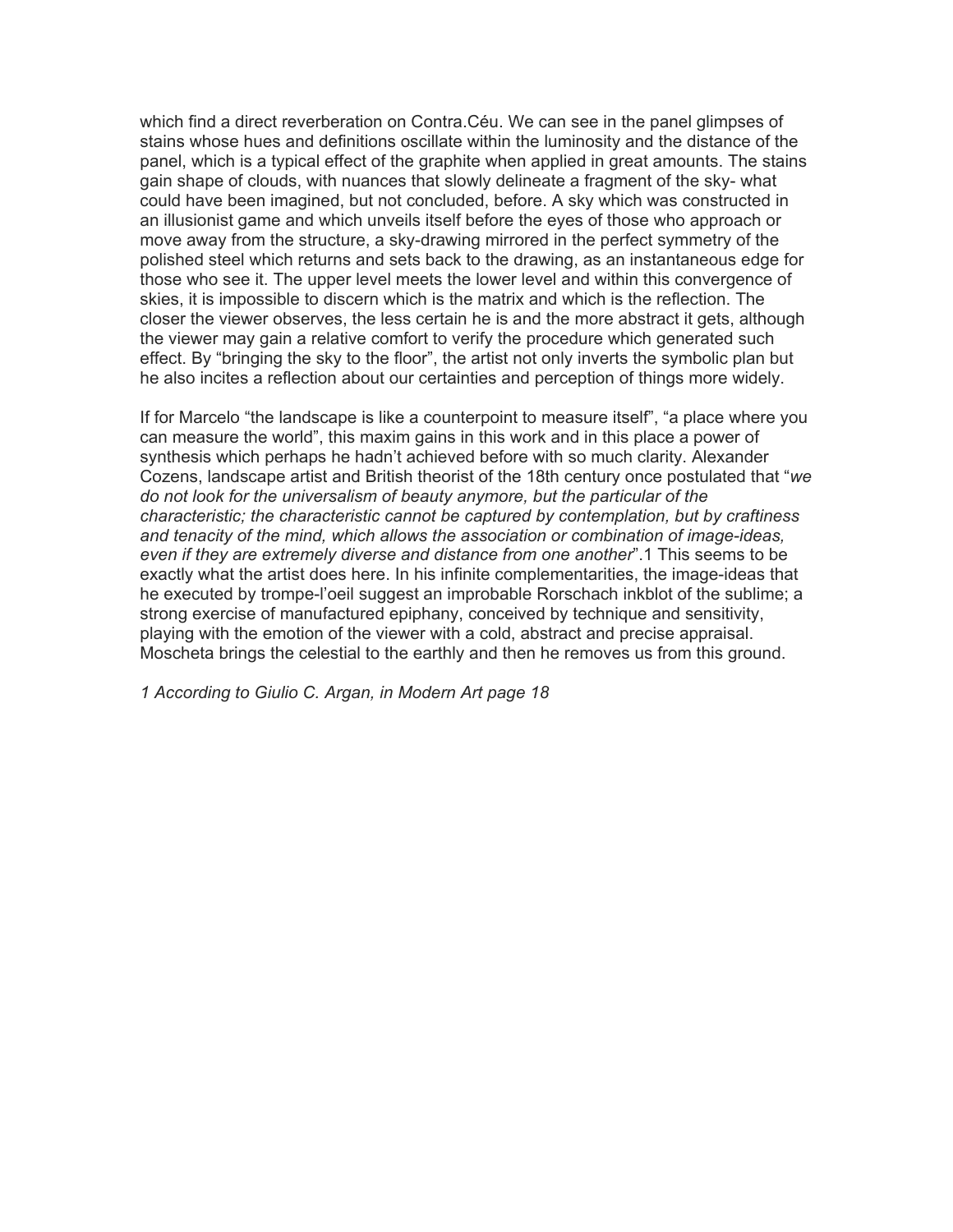which find a direct reverberation on Contra.Céu. We can see in the panel glimpses of stains whose hues and definitions oscillate within the luminosity and the distance of the panel, which is a typical effect of the graphite when applied in great amounts. The stains gain shape of clouds, with nuances that slowly delineate a fragment of the sky- what could have been imagined, but not concluded, before. A sky which was constructed in an illusionist game and which unveils itself before the eyes of those who approach or move away from the structure, a sky-drawing mirrored in the perfect symmetry of the polished steel which returns and sets back to the drawing, as an instantaneous edge for those who see it. The upper level meets the lower level and within this convergence of skies, it is impossible to discern which is the matrix and which is the reflection. The closer the viewer observes, the less certain he is and the more abstract it gets, although the viewer may gain a relative comfort to verify the procedure which generated such effect. By "bringing the sky to the floor", the artist not only inverts the symbolic plan but he also incites a reflection about our certainties and perception of things more widely.

If for Marcelo "the landscape is like a counterpoint to measure itself", "a place where you can measure the world", this maxim gains in this work and in this place a power of synthesis which perhaps he hadn't achieved before with so much clarity. Alexander Cozens, landscape artist and British theorist of the 18th century once postulated that "*we do not look for the universalism of beauty anymore, but the particular of the characteristic; the characteristic cannot be captured by contemplation, but by craftiness and tenacity of the mind, which allows the association or combination of image-ideas, even if they are extremely diverse and distance from one another*".1 This seems to be exactly what the artist does here. In his infinite complementarities, the image-ideas that he executed by trompe-l'oeil suggest an improbable Rorschach inkblot of the sublime; a strong exercise of manufactured epiphany, conceived by technique and sensitivity, playing with the emotion of the viewer with a cold, abstract and precise appraisal. Moscheta brings the celestial to the earthly and then he removes us from this ground.

*1 According to Giulio C. Argan, in Modern Art page 18*